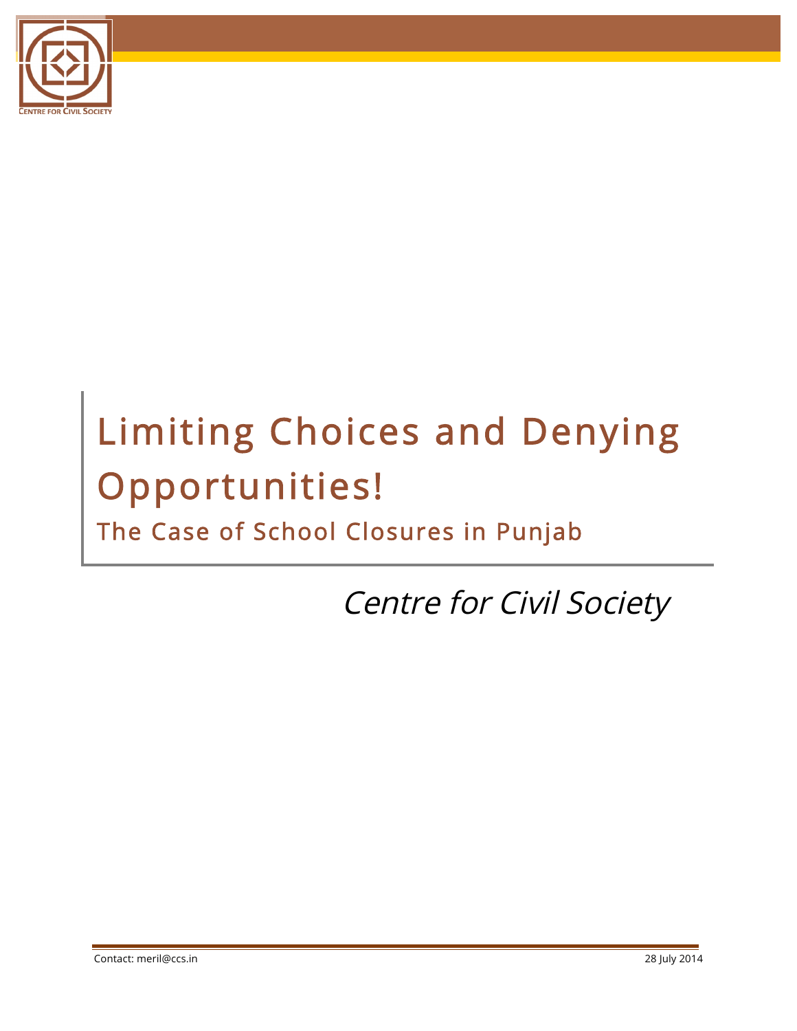# Limiting Choices and Denying Opportunities!

## The Case of School Closures in Punjab

*Centre for Civil Society*

Contact: meril@ccs.in

28 July 2014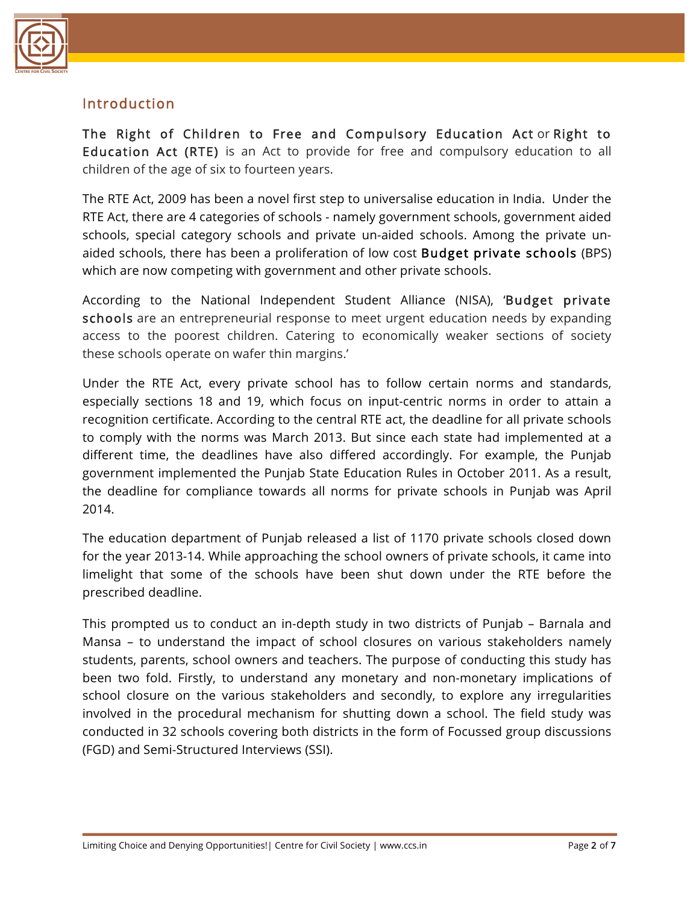## Introduction

**The Right of Children to Free and Compulsory Education Act** or **Right to Education Act (RTE)** is an Act to provide for free and compulsory education to all children of the age of six to fourteen years.

The RTE Act, 2009 has been a novel first step to universalise education in India. Under the RTE Act, there are 4 categories of schools - namely government schools, government aided schools, special category schools and private un-aided schools. Among the private un-aided schools, there has been a proliferation of low cost **Budget private schools** (BPS) which are now competing with government and other private schools.

According to the National Independent Student Alliance (NISA), '**Budget private schools** are an entrepreneurial response to meet urgent education needs by expanding access to the poorest children. Catering to economically weaker sections of society these schools operate on wafer thin margins.'

Under the RTE Act, every private school has to follow certain norms and standards, especially sections 18 and 19, which focus on input-centric norms in order to attain a recognition certificate. According to the central RTE act, the deadline for all private schools to comply with the norms was March 2013. But since each state had implemented at a different time, the deadlines have also differed accordingly. For example, the Punjab government implemented the Punjab State Education Rules in October 2011. As a result, the deadline for compliance towards all norms for private schools in Punjab was April 2014.

The education department of Punjab released a list of 1170 private schools closed down for the year 2013-14. While approaching the school owners of private schools, it came into limelight that some of the schools have been shut down under the RTE before the prescribed deadline.

This prompted us to conduct an in-depth study in two districts of Punjab – Barnala and Mansa – to understand the impact of school closures on various stakeholders namely students, parents, school owners and teachers. The purpose of conducting this study has been two fold. Firstly, to understand any monetary and non-monetary implications of school closure on the various stakeholders and secondly, to explore any irregularities involved in the procedural mechanism for shutting down a school. The field study was conducted in 32 schools covering both districts in the form of Focussed group discussions (FGD) and Semi-Structured Interviews (SSI).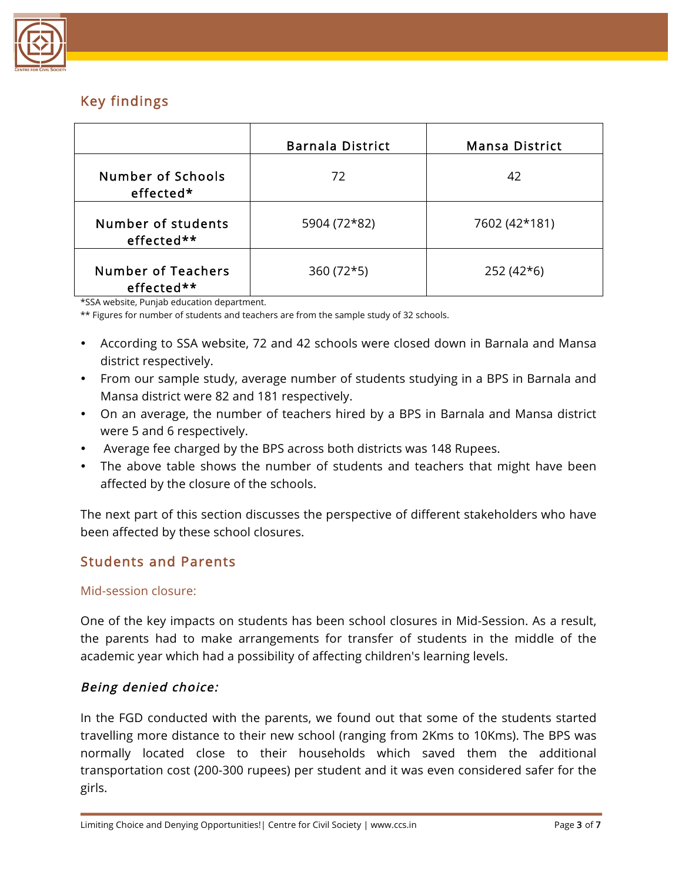## Key findings

| | Barnala District | Mansa District |
|---|---|---|
| Number of Schools effected* | 72 | 42 |
| Number of students effected** | 5904 (72*82) | 7602 (42*181) |
| Number of Teachers effected** | 360 (72*5) | 252 (42*6) |

*SSA website, Punjab education department.

** Figures for number of students and teachers are from the sample study of 32 schools.

- According to SSA website, 72 and 42 schools were closed down in Barnala and Mansa district respectively.
- From our sample study, average number of students studying in a BPS in Barnala and Mansa district were 82 and 181 respectively.
- On an average, the number of teachers hired by a BPS in Barnala and Mansa district were 5 and 6 respectively.
- Average fee charged by the BPS across both districts was 148 Rupees.
- The above table shows the number of students and teachers that might have been affected by the closure of the schools.

The next part of this section discusses the perspective of different stakeholders who have been affected by these school closures.

## Students and Parents

### Mid-session closure:

One of the key impacts on students has been school closures in Mid-Session. As a result, the parents had to make arrangements for transfer of students in the middle of the academic year which had a possibility of affecting children's learning levels.

### *Being denied choice:*

In the FGD conducted with the parents, we found out that some of the students started travelling more distance to their new school (ranging from 2Kms to 10Kms). The BPS was normally located close to their households which saved them the additional transportation cost (200-300 rupees) per student and it was even considered safer for the girls.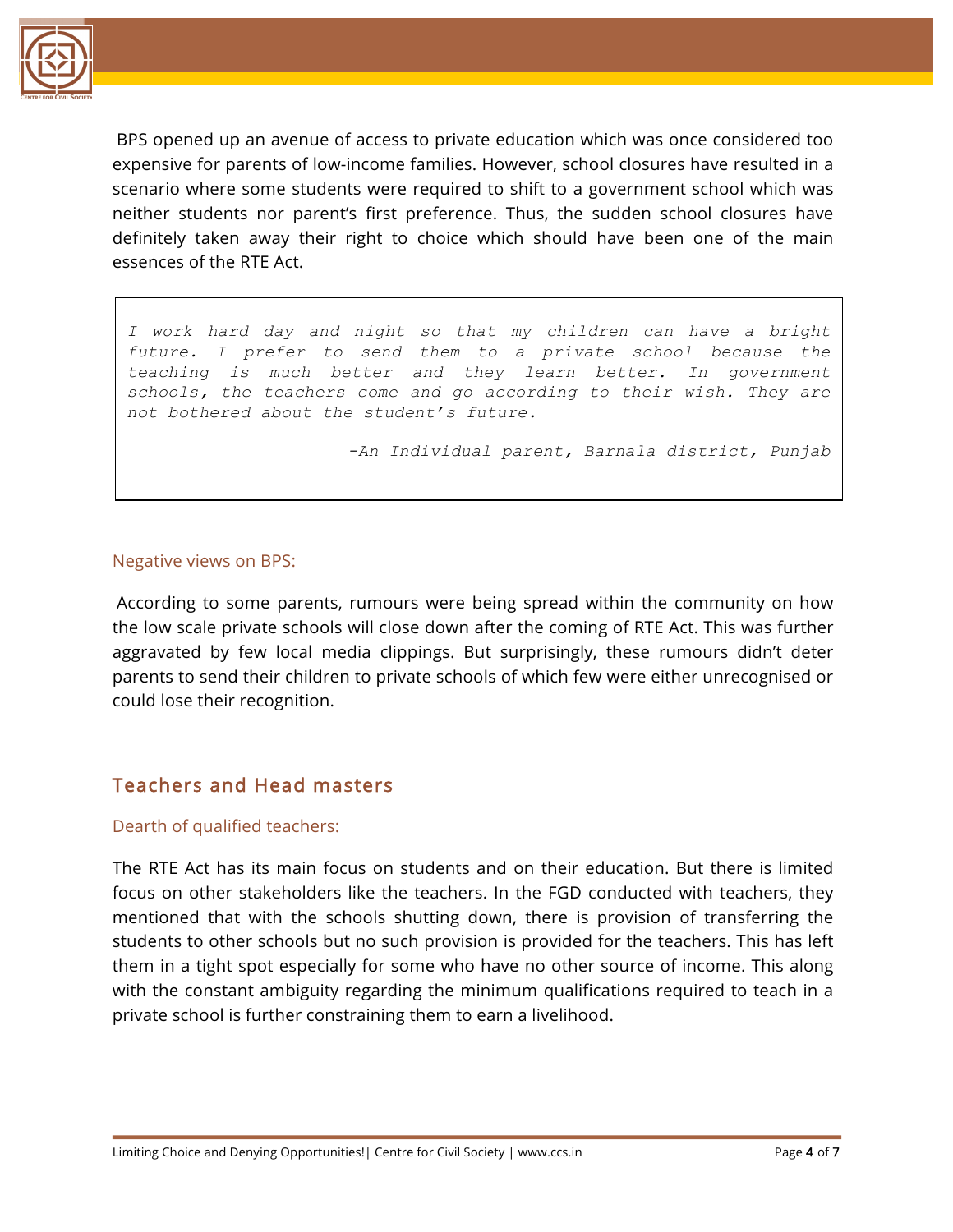BPS opened up an avenue of access to private education which was once considered too expensive for parents of low-income families. However, school closures have resulted in a scenario where some students were required to shift to a government school which was neither students nor parent's first preference. Thus, the sudden school closures have definitely taken away their right to choice which should have been one of the main essences of the RTE Act.

> *I work hard day and night so that my children can have a bright future. I prefer to send them to a private school because the teaching is much better and they learn better. In government schools, the teachers come and go according to their wish. They are not bothered about the student's future.*
>
> *-An Individual parent, Barnala district, Punjab*

### Negative views on BPS:

According to some parents, rumours were being spread within the community on how the low scale private schools will close down after the coming of RTE Act. This was further aggravated by few local media clippings. But surprisingly, these rumours didn't deter parents to send their children to private schools of which few were either unrecognised or could lose their recognition.

## Teachers and Head masters

### Dearth of qualified teachers:

The RTE Act has its main focus on students and on their education. But there is limited focus on other stakeholders like the teachers. In the FGD conducted with teachers, they mentioned that with the schools shutting down, there is provision of transferring the students to other schools but no such provision is provided for the teachers. This has left them in a tight spot especially for some who have no other source of income. This along with the constant ambiguity regarding the minimum qualifications required to teach in a private school is further constraining them to earn a livelihood.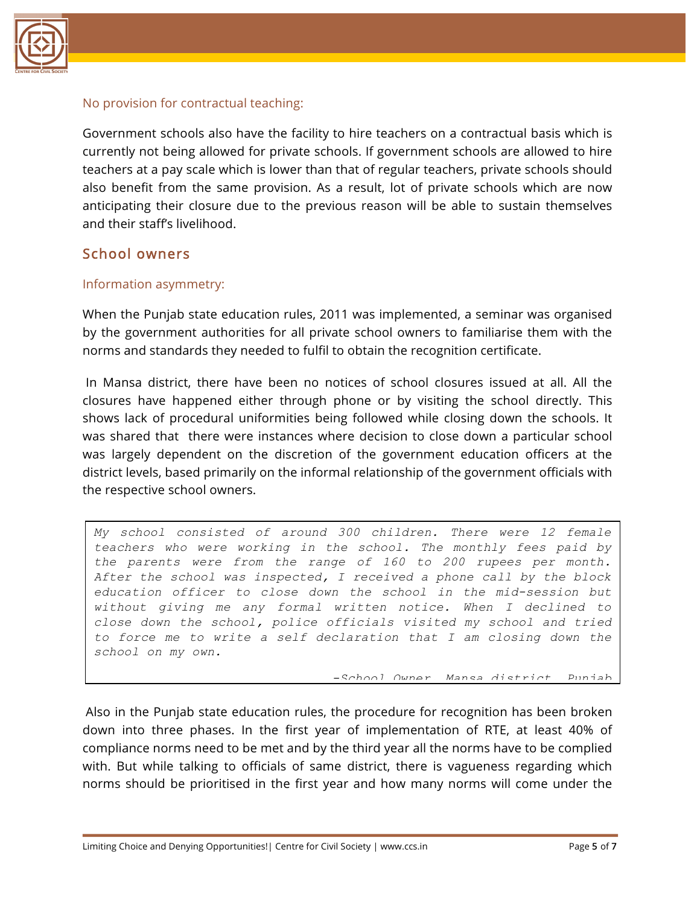### No provision for contractual teaching:

Government schools also have the facility to hire teachers on a contractual basis which is currently not being allowed for private schools. If government schools are allowed to hire teachers at a pay scale which is lower than that of regular teachers, private schools should also benefit from the same provision. As a result, lot of private schools which are now anticipating their closure due to the previous reason will be able to sustain themselves and their staff's livelihood.

## School owners

### Information asymmetry:

When the Punjab state education rules, 2011 was implemented, a seminar was organised by the government authorities for all private school owners to familiarise them with the norms and standards they needed to fulfil to obtain the recognition certificate.

In Mansa district, there have been no notices of school closures issued at all. All the closures have happened either through phone or by visiting the school directly. This shows lack of procedural uniformities being followed while closing down the schools. It was shared that there were instances where decision to close down a particular school was largely dependent on the discretion of the government education officers at the district levels, based primarily on the informal relationship of the government officials with the respective school owners.

> *My school consisted of around 300 children. There were 12 female teachers who were working in the school. The monthly fees paid by the parents were from the range of 160 to 200 rupees per month. After the school was inspected, I received a phone call by the block education officer to close down the school in the mid-session but without giving me any formal written notice. When I declined to close down the school, police officials visited my school and tried to force me to write a self declaration that I am closing down the school on my own.*
>
> *-School Owner, Mansa district, Punjab*

Also in the Punjab state education rules, the procedure for recognition has been broken down into three phases. In the first year of implementation of RTE, at least 40% of compliance norms need to be met and by the third year all the norms have to be complied with. But while talking to officials of same district, there is vagueness regarding which norms should be prioritised in the first year and how many norms will come under the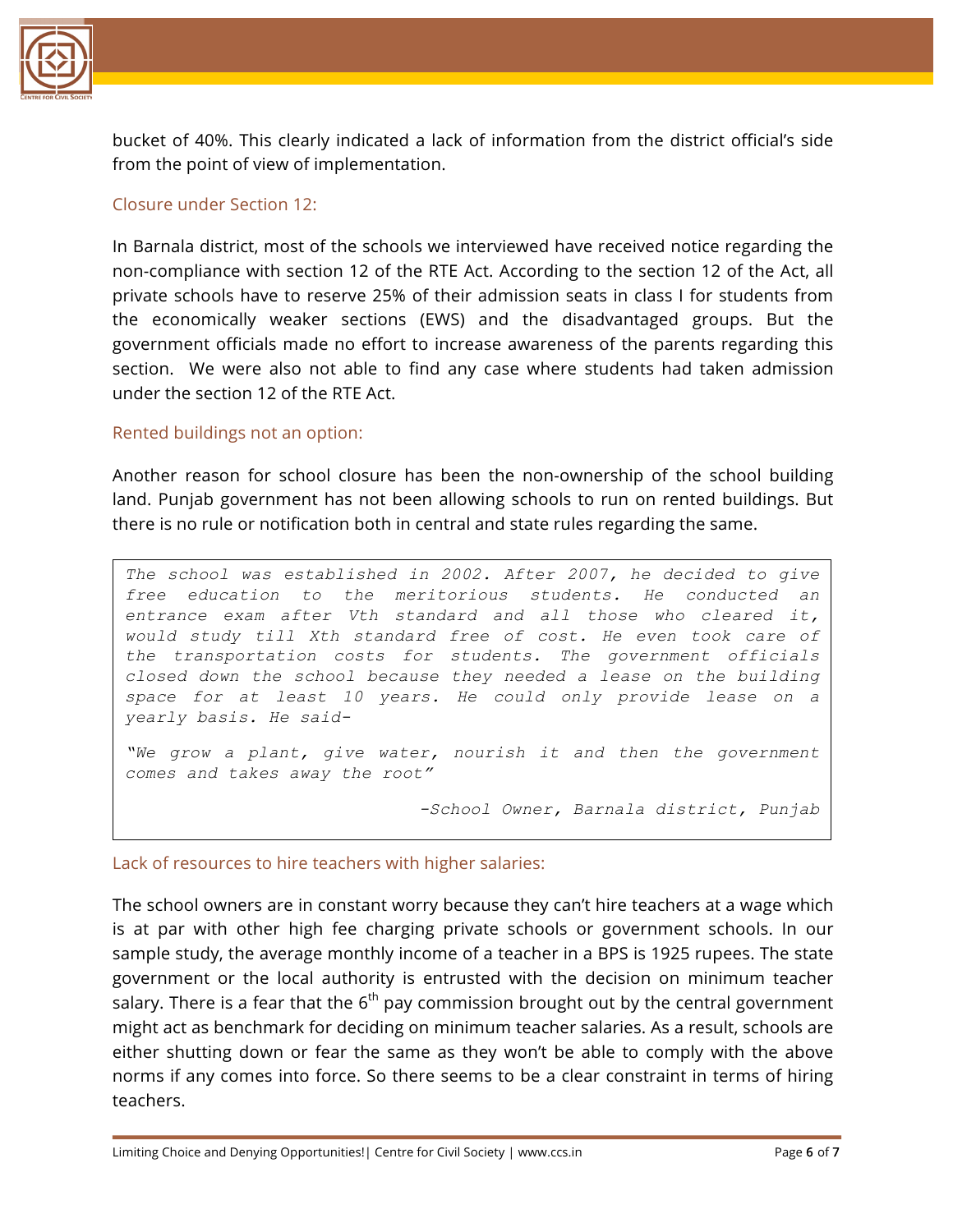bucket of 40%. This clearly indicated a lack of information from the district official's side from the point of view of implementation.

### Closure under Section 12:

In Barnala district, most of the schools we interviewed have received notice regarding the non-compliance with section 12 of the RTE Act. According to the section 12 of the Act, all private schools have to reserve 25% of their admission seats in class I for students from the economically weaker sections (EWS) and the disadvantaged groups. But the government officials made no effort to increase awareness of the parents regarding this section. We were also not able to find any case where students had taken admission under the section 12 of the RTE Act.

### Rented buildings not an option:

Another reason for school closure has been the non-ownership of the school building land. Punjab government has not been allowing schools to run on rented buildings. But there is no rule or notification both in central and state rules regarding the same.

> *The school was established in 2002. After 2007, he decided to give free education to the meritorious students. He conducted an entrance exam after Vth standard and all those who cleared it, would study till Xth standard free of cost. He even took care of the transportation costs for students. The government officials closed down the school because they needed a lease on the building space for at least 10 years. He could only provide lease on a yearly basis. He said-*
>
> *"We grow a plant, give water, nourish it and then the government comes and takes away the root"*
>
> *-School Owner, Barnala district, Punjab*

### Lack of resources to hire teachers with higher salaries:

The school owners are in constant worry because they can't hire teachers at a wage which is at par with other high fee charging private schools or government schools. In our sample study, the average monthly income of a teacher in a BPS is 1925 rupees. The state government or the local authority is entrusted with the decision on minimum teacher salary. There is a fear that the 6th pay commission brought out by the central government might act as benchmark for deciding on minimum teacher salaries. As a result, schools are either shutting down or fear the same as they won't be able to comply with the above norms if any comes into force. So there seems to be a clear constraint in terms of hiring teachers.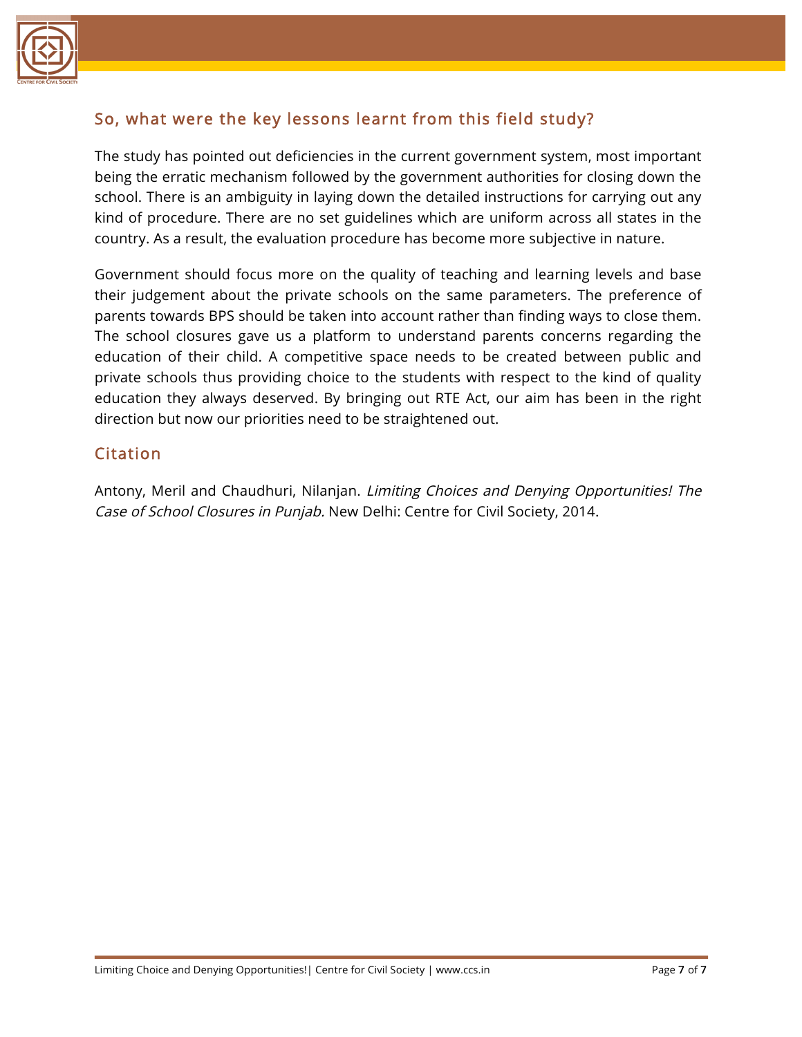## So, what were the key lessons learnt from this field study?

The study has pointed out deficiencies in the current government system, most important being the erratic mechanism followed by the government authorities for closing down the school. There is an ambiguity in laying down the detailed instructions for carrying out any kind of procedure. There are no set guidelines which are uniform across all states in the country. As a result, the evaluation procedure has become more subjective in nature.

Government should focus more on the quality of teaching and learning levels and base their judgement about the private schools on the same parameters. The preference of parents towards BPS should be taken into account rather than finding ways to close them. The school closures gave us a platform to understand parents concerns regarding the education of their child. A competitive space needs to be created between public and private schools thus providing choice to the students with respect to the kind of quality education they always deserved. By bringing out RTE Act, our aim has been in the right direction but now our priorities need to be straightened out.

## Citation

Antony, Meril and Chaudhuri, Nilanjan. *Limiting Choices and Denying Opportunities! The Case of School Closures in Punjab.* New Delhi: Centre for Civil Society, 2014.